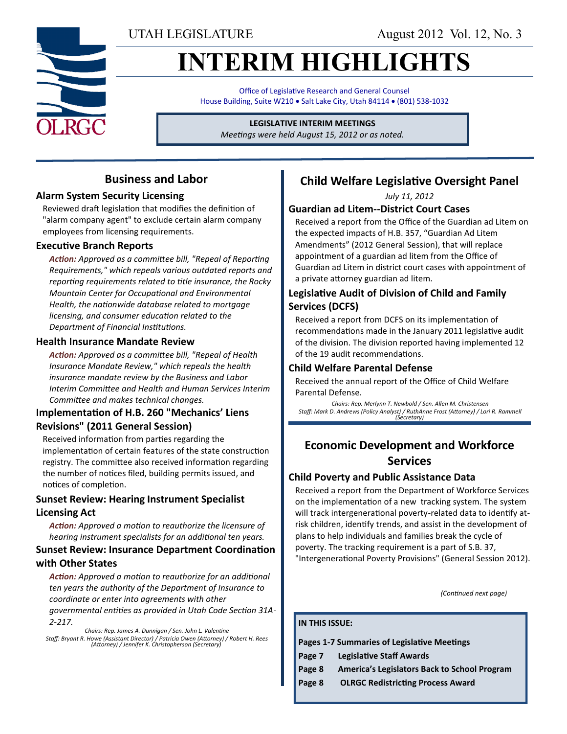UTAH LEGISLATURE

August 2012 Vol. 12, No. 3

# INTERIM HIGHLIGHTS

Office of Legislative Research and General Counsel
House Building, Suite W210 • Salt Lake City, Utah 84114 • (801) 538-1032

**LEGISLATIVE INTERIM MEETINGS**
*Meetings were held August 15, 2012 or as noted.*

## Business and Labor

### Alarm System Security Licensing

Reviewed draft legislation that modifies the definition of "alarm company agent" to exclude certain alarm company employees from licensing requirements.

### Executive Branch Reports

***Action:*** *Approved as a committee bill, "Repeal of Reporting Requirements," which repeals various outdated reports and reporting requirements related to title insurance, the Rocky Mountain Center for Occupational and Environmental Health, the nationwide database related to mortgage licensing, and consumer education related to the Department of Financial Institutions.*

### Health Insurance Mandate Review

***Action:*** *Approved as a committee bill, "Repeal of Health Insurance Mandate Review," which repeals the health insurance mandate review by the Business and Labor Interim Committee and Health and Human Services Interim Committee and makes technical changes.*

### Implementation of H.B. 260 "Mechanics' Liens Revisions" (2011 General Session)

Received information from parties regarding the implementation of certain features of the state construction registry. The committee also received information regarding the number of notices filed, building permits issued, and notices of completion.

### Sunset Review: Hearing Instrument Specialist Licensing Act

***Action:*** *Approved a motion to reauthorize the licensure of hearing instrument specialists for an additional ten years.*

### Sunset Review: Insurance Department Coordination with Other States

***Action:*** *Approved a motion to reauthorize for an additional ten years the authority of the Department of Insurance to coordinate or enter into agreements with other governmental entities as provided in Utah Code Section 31A-2-217.*

*Chairs: Rep. James A. Dunnigan / Sen. John L. Valentine*
*Staff: Bryant R. Howe (Assistant Director) / Patricia Owen (Attorney) / Robert H. Rees (Attorney) / Jennifer K. Christopherson (Secretary)*

## Child Welfare Legislative Oversight Panel

*July 11, 2012*

### Guardian ad Litem--District Court Cases

Received a report from the Office of the Guardian ad Litem on the expected impacts of H.B. 357, "Guardian Ad Litem Amendments" (2012 General Session), that will replace appointment of a guardian ad litem from the Office of Guardian ad Litem in district court cases with appointment of a private attorney guardian ad litem.

### Legislative Audit of Division of Child and Family Services (DCFS)

Received a report from DCFS on its implementation of recommendations made in the January 2011 legislative audit of the division. The division reported having implemented 12 of the 19 audit recommendations.

### Child Welfare Parental Defense

Received the annual report of the Office of Child Welfare Parental Defense.

*Chairs: Rep. Merlynn T. Newbold / Sen. Allen M. Christensen*
*Staff: Mark D. Andrews (Policy Analyst) / RuthAnne Frost (Attorney) / Lori R. Rammell (Secretary)*

## Economic Development and Workforce Services

### Child Poverty and Public Assistance Data

Received a report from the Department of Workforce Services on the implementation of a new tracking system. The system will track intergenerational poverty-related data to identify at-risk children, identify trends, and assist in the development of plans to help individuals and families break the cycle of poverty. The tracking requirement is a part of S.B. 37, "Intergenerational Poverty Provisions" (General Session 2012).

*(Continued next page)*

**IN THIS ISSUE:**

- **Pages 1-7 Summaries of Legislative Meetings**
- **Page 7 Legislative Staff Awards**
- **Page 8 America's Legislators Back to School Program**
- **Page 8 OLRGC Redistricting Process Award**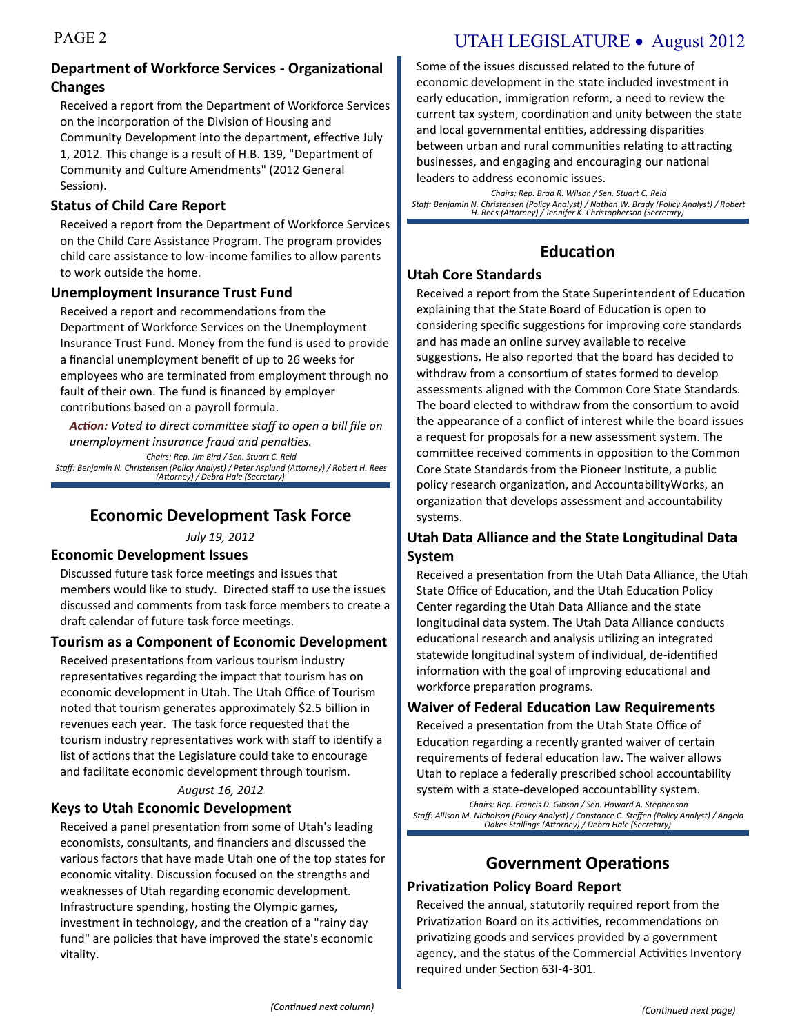### Department of Workforce Services - Organizational Changes

Received a report from the Department of Workforce Services on the incorporation of the Division of Housing and Community Development into the department, effective July 1, 2012. This change is a result of H.B. 139, "Department of Community and Culture Amendments" (2012 General Session).

### Status of Child Care Report

Received a report from the Department of Workforce Services on the Child Care Assistance Program. The program provides child care assistance to low-income families to allow parents to work outside the home.

### Unemployment Insurance Trust Fund

Received a report and recommendations from the Department of Workforce Services on the Unemployment Insurance Trust Fund. Money from the fund is used to provide a financial unemployment benefit of up to 26 weeks for employees who are terminated from employment through no fault of their own. The fund is financed by employer contributions based on a payroll formula.

***Action:*** *Voted to direct committee staff to open a bill file on unemployment insurance fraud and penalties.*

*Chairs: Rep. Jim Bird / Sen. Stuart C. Reid*
*Staff: Benjamin N. Christensen (Policy Analyst) / Peter Asplund (Attorney) / Robert H. Rees (Attorney) / Debra Hale (Secretary)*

## Economic Development Task Force

*July 19, 2012*

### Economic Development Issues

Discussed future task force meetings and issues that members would like to study. Directed staff to use the issues discussed and comments from task force members to create a draft calendar of future task force meetings.

### Tourism as a Component of Economic Development

Received presentations from various tourism industry representatives regarding the impact that tourism has on economic development in Utah. The Utah Office of Tourism noted that tourism generates approximately $2.5 billion in revenues each year. The task force requested that the tourism industry representatives work with staff to identify a list of actions that the Legislature could take to encourage and facilitate economic development through tourism.

*August 16, 2012*

### Keys to Utah Economic Development

Received a panel presentation from some of Utah's leading economists, consultants, and financiers and discussed the various factors that have made Utah one of the top states for economic vitality. Discussion focused on the strengths and weaknesses of Utah regarding economic development. Infrastructure spending, hosting the Olympic games, investment in technology, and the creation of a "rainy day fund" are policies that have improved the state's economic vitality.

Some of the issues discussed related to the future of economic development in the state included investment in early education, immigration reform, a need to review the current tax system, coordination and unity between the state and local governmental entities, addressing disparities between urban and rural communities relating to attracting businesses, and engaging and encouraging our national leaders to address economic issues.

*Chairs: Rep. Brad R. Wilson / Sen. Stuart C. Reid*
*Staff: Benjamin N. Christensen (Policy Analyst) / Nathan W. Brady (Policy Analyst) / Robert H. Rees (Attorney) / Jennifer K. Christopherson (Secretary)*

## Education

### Utah Core Standards

Received a report from the State Superintendent of Education explaining that the State Board of Education is open to considering specific suggestions for improving core standards and has made an online survey available to receive suggestions. He also reported that the board has decided to withdraw from a consortium of states formed to develop assessments aligned with the Common Core State Standards. The board elected to withdraw from the consortium to avoid the appearance of a conflict of interest while the board issues a request for proposals for a new assessment system. The committee received comments in opposition to the Common Core State Standards from the Pioneer Institute, a public policy research organization, and AccountabilityWorks, an organization that develops assessment and accountability systems.

### Utah Data Alliance and the State Longitudinal Data System

Received a presentation from the Utah Data Alliance, the Utah State Office of Education, and the Utah Education Policy Center regarding the Utah Data Alliance and the state longitudinal data system. The Utah Data Alliance conducts educational research and analysis utilizing an integrated statewide longitudinal system of individual, de-identified information with the goal of improving educational and workforce preparation programs.

### Waiver of Federal Education Law Requirements

Received a presentation from the Utah State Office of Education regarding a recently granted waiver of certain requirements of federal education law. The waiver allows Utah to replace a federally prescribed school accountability system with a state-developed accountability system.

*Chairs: Rep. Francis D. Gibson / Sen. Howard A. Stephenson*
*Staff: Allison M. Nicholson (Policy Analyst) / Constance C. Steffen (Policy Analyst) / Angela Oakes Stallings (Attorney) / Debra Hale (Secretary)*

## Government Operations

### Privatization Policy Board Report

Received the annual, statutorily required report from the Privatization Board on its activities, recommendations on privatizing goods and services provided by a government agency, and the status of the Commercial Activities Inventory required under Section 63I-4-301.

*(Continued next page)*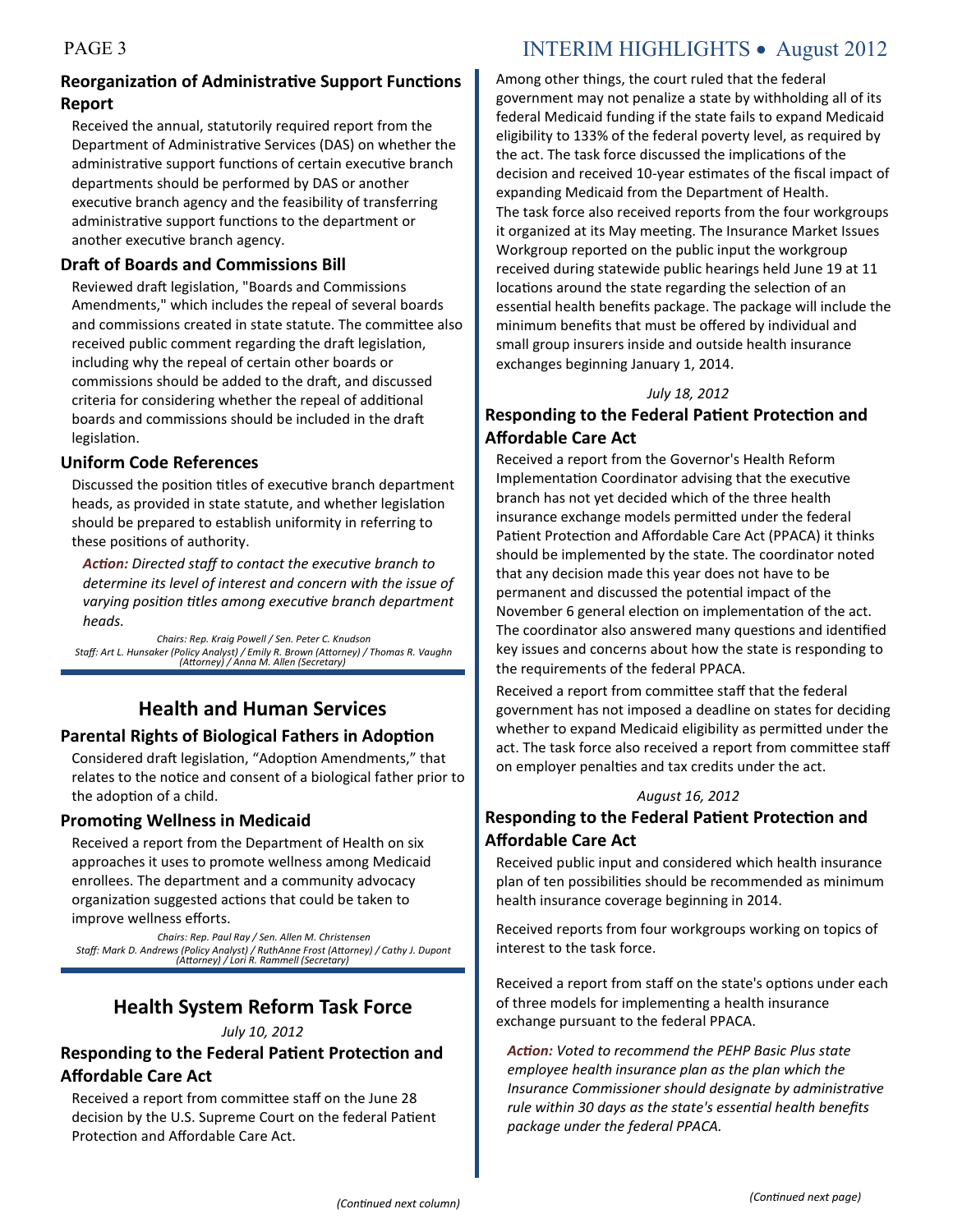### Reorganization of Administrative Support Functions Report

Received the annual, statutorily required report from the Department of Administrative Services (DAS) on whether the administrative support functions of certain executive branch departments should be performed by DAS or another executive branch agency and the feasibility of transferring administrative support functions to the department or another executive branch agency.

### Draft of Boards and Commissions Bill

Reviewed draft legislation, "Boards and Commissions Amendments," which includes the repeal of several boards and commissions created in state statute. The committee also received public comment regarding the draft legislation, including why the repeal of certain other boards or commissions should be added to the draft, and discussed criteria for considering whether the repeal of additional boards and commissions should be included in the draft legislation.

### Uniform Code References

Discussed the position titles of executive branch department heads, as provided in state statute, and whether legislation should be prepared to establish uniformity in referring to these positions of authority.

***Action:*** *Directed staff to contact the executive branch to determine its level of interest and concern with the issue of varying position titles among executive branch department heads.*

*Chairs: Rep. Kraig Powell / Sen. Peter C. Knudson*
*Staff: Art L. Hunsaker (Policy Analyst) / Emily R. Brown (Attorney) / Thomas R. Vaughn (Attorney) / Anna M. Allen (Secretary)*

## Health and Human Services

### Parental Rights of Biological Fathers in Adoption

Considered draft legislation, "Adoption Amendments," that relates to the notice and consent of a biological father prior to the adoption of a child.

### Promoting Wellness in Medicaid

Received a report from the Department of Health on six approaches it uses to promote wellness among Medicaid enrollees. The department and a community advocacy organization suggested actions that could be taken to improve wellness efforts.

*Chairs: Rep. Paul Ray / Sen. Allen M. Christensen*
*Staff: Mark D. Andrews (Policy Analyst) / RuthAnne Frost (Attorney) / Cathy J. Dupont (Attorney) / Lori R. Rammell (Secretary)*

## Health System Reform Task Force

*July 10, 2012*

### Responding to the Federal Patient Protection and Affordable Care Act

Received a report from committee staff on the June 28 decision by the U.S. Supreme Court on the federal Patient Protection and Affordable Care Act. Among other things, the court ruled that the federal government may not penalize a state by withholding all of its federal Medicaid funding if the state fails to expand Medicaid eligibility to 133% of the federal poverty level, as required by the act. The task force discussed the implications of the decision and received 10-year estimates of the fiscal impact of expanding Medicaid from the Department of Health.
The task force also received reports from the four workgroups it organized at its May meeting. The Insurance Market Issues Workgroup reported on the public input the workgroup received during statewide public hearings held June 19 at 11 locations around the state regarding the selection of an essential health benefits package. The package will include the minimum benefits that must be offered by individual and small group insurers inside and outside health insurance exchanges beginning January 1, 2014.

*July 18, 2012*

### Responding to the Federal Patient Protection and Affordable Care Act

Received a report from the Governor's Health Reform Implementation Coordinator advising that the executive branch has not yet decided which of the three health insurance exchange models permitted under the federal Patient Protection and Affordable Care Act (PPACA) it thinks should be implemented by the state. The coordinator noted that any decision made this year does not have to be permanent and discussed the potential impact of the November 6 general election on implementation of the act. The coordinator also answered many questions and identified key issues and concerns about how the state is responding to the requirements of the federal PPACA.

Received a report from committee staff that the federal government has not imposed a deadline on states for deciding whether to expand Medicaid eligibility as permitted under the act. The task force also received a report from committee staff on employer penalties and tax credits under the act.

*August 16, 2012*

### Responding to the Federal Patient Protection and Affordable Care Act

Received public input and considered which health insurance plan of ten possibilities should be recommended as minimum health insurance coverage beginning in 2014.

Received reports from four workgroups working on topics of interest to the task force.

Received a report from staff on the state's options under each of three models for implementing a health insurance exchange pursuant to the federal PPACA.

***Action:*** *Voted to recommend the PEHP Basic Plus state employee health insurance plan as the plan which the Insurance Commissioner should designate by administrative rule within 30 days as the state's essential health benefits package under the federal PPACA.*

*(Continued next page)*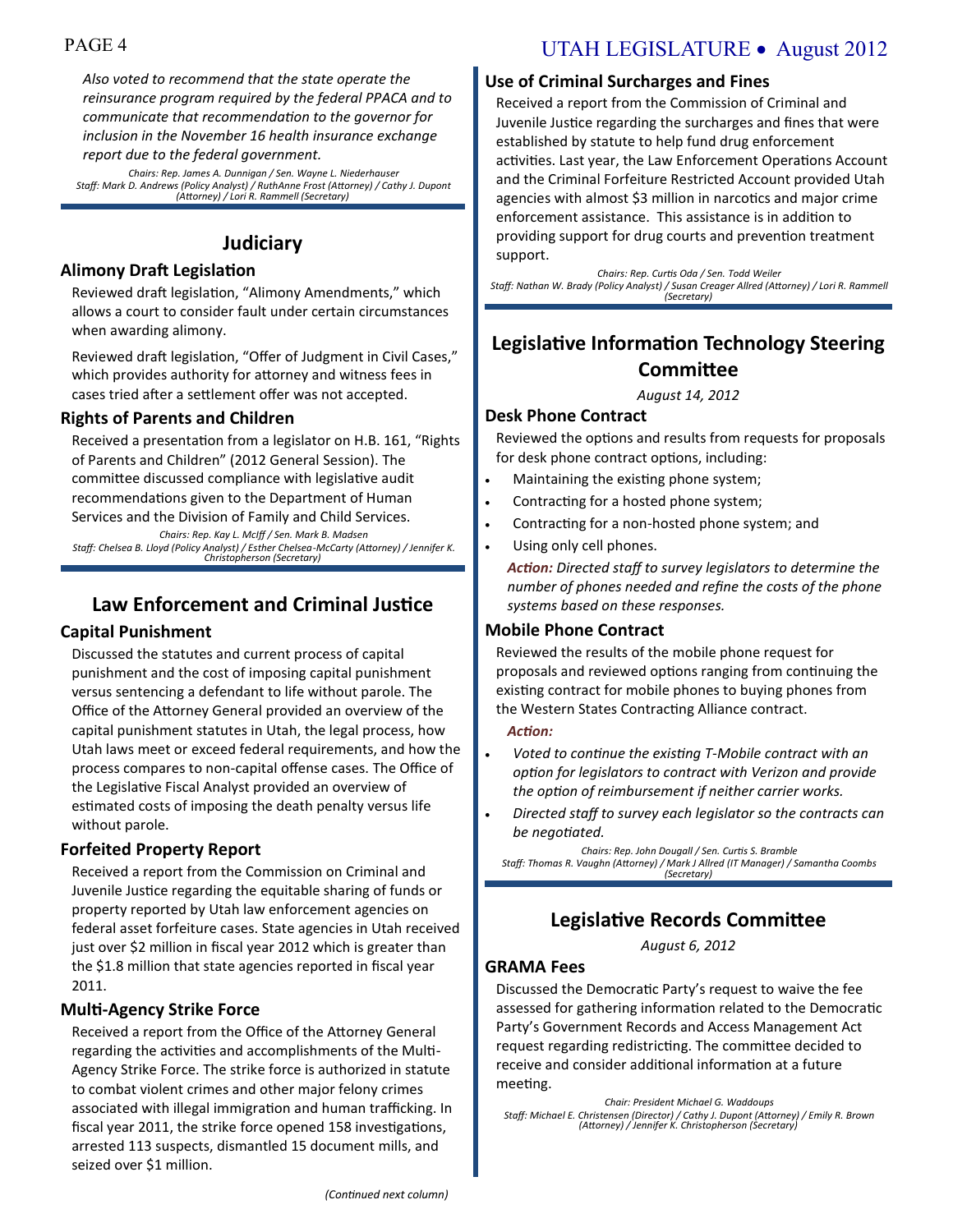*Also voted to recommend that the state operate the reinsurance program required by the federal PPACA and to communicate that recommendation to the governor for inclusion in the November 16 health insurance exchange report due to the federal government.*

*Chairs: Rep. James A. Dunnigan / Sen. Wayne L. Niederhauser*
*Staff: Mark D. Andrews (Policy Analyst) / RuthAnne Frost (Attorney) / Cathy J. Dupont (Attorney) / Lori R. Rammell (Secretary)*

## Judiciary

### Alimony Draft Legislation

Reviewed draft legislation, "Alimony Amendments," which allows a court to consider fault under certain circumstances when awarding alimony.

Reviewed draft legislation, "Offer of Judgment in Civil Cases," which provides authority for attorney and witness fees in cases tried after a settlement offer was not accepted.

### Rights of Parents and Children

Received a presentation from a legislator on H.B. 161, "Rights of Parents and Children" (2012 General Session). The committee discussed compliance with legislative audit recommendations given to the Department of Human Services and the Division of Family and Child Services.

*Chairs: Rep. Kay L. McIff / Sen. Mark B. Madsen*
*Staff: Chelsea B. Lloyd (Policy Analyst) / Esther Chelsea-McCarty (Attorney) / Jennifer K. Christopherson (Secretary)*

## Law Enforcement and Criminal Justice

### Capital Punishment

Discussed the statutes and current process of capital punishment and the cost of imposing capital punishment versus sentencing a defendant to life without parole. The Office of the Attorney General provided an overview of the capital punishment statutes in Utah, the legal process, how Utah laws meet or exceed federal requirements, and how the process compares to non-capital offense cases. The Office of the Legislative Fiscal Analyst provided an overview of estimated costs of imposing the death penalty versus life without parole.

### Forfeited Property Report

Received a report from the Commission on Criminal and Juvenile Justice regarding the equitable sharing of funds or property reported by Utah law enforcement agencies on federal asset forfeiture cases. State agencies in Utah received just over $2 million in fiscal year 2012 which is greater than the $1.8 million that state agencies reported in fiscal year 2011.

### Multi-Agency Strike Force

Received a report from the Office of the Attorney General regarding the activities and accomplishments of the Multi-Agency Strike Force. The strike force is authorized in statute to combat violent crimes and other major felony crimes associated with illegal immigration and human trafficking. In fiscal year 2011, the strike force opened 158 investigations, arrested 113 suspects, dismantled 15 document mills, and seized over $1 million.

*(Continued next column)*

### Use of Criminal Surcharges and Fines

Received a report from the Commission of Criminal and Juvenile Justice regarding the surcharges and fines that were established by statute to help fund drug enforcement activities. Last year, the Law Enforcement Operations Account and the Criminal Forfeiture Restricted Account provided Utah agencies with almost $3 million in narcotics and major crime enforcement assistance. This assistance is in addition to providing support for drug courts and prevention treatment support.

*Chairs: Rep. Curtis Oda / Sen. Todd Weiler*
*Staff: Nathan W. Brady (Policy Analyst) / Susan Creager Allred (Attorney) / Lori R. Rammell (Secretary)*

## Legislative Information Technology Steering Committee

*August 14, 2012*

### Desk Phone Contract

Reviewed the options and results from requests for proposals for desk phone contract options, including:

- Maintaining the existing phone system;
- Contracting for a hosted phone system;
- Contracting for a non-hosted phone system; and
- Using only cell phones.

***Action:*** *Directed staff to survey legislators to determine the number of phones needed and refine the costs of the phone systems based on these responses.*

### Mobile Phone Contract

Reviewed the results of the mobile phone request for proposals and reviewed options ranging from continuing the existing contract for mobile phones to buying phones from the Western States Contracting Alliance contract.

***Action:***

- *Voted to continue the existing T-Mobile contract with an option for legislators to contract with Verizon and provide the option of reimbursement if neither carrier works.*
- *Directed staff to survey each legislator so the contracts can be negotiated.*

*Chairs: Rep. John Dougall / Sen. Curtis S. Bramble*
*Staff: Thomas R. Vaughn (Attorney) / Mark J Allred (IT Manager) / Samantha Coombs (Secretary)*

## Legislative Records Committee

*August 6, 2012*

### GRAMA Fees

Discussed the Democratic Party's request to waive the fee assessed for gathering information related to the Democratic Party's Government Records and Access Management Act request regarding redistricting. The committee decided to receive and consider additional information at a future meeting.

*Chair: President Michael G. Waddoups*
*Staff: Michael E. Christensen (Director) / Cathy J. Dupont (Attorney) / Emily R. Brown (Attorney) / Jennifer K. Christopherson (Secretary)*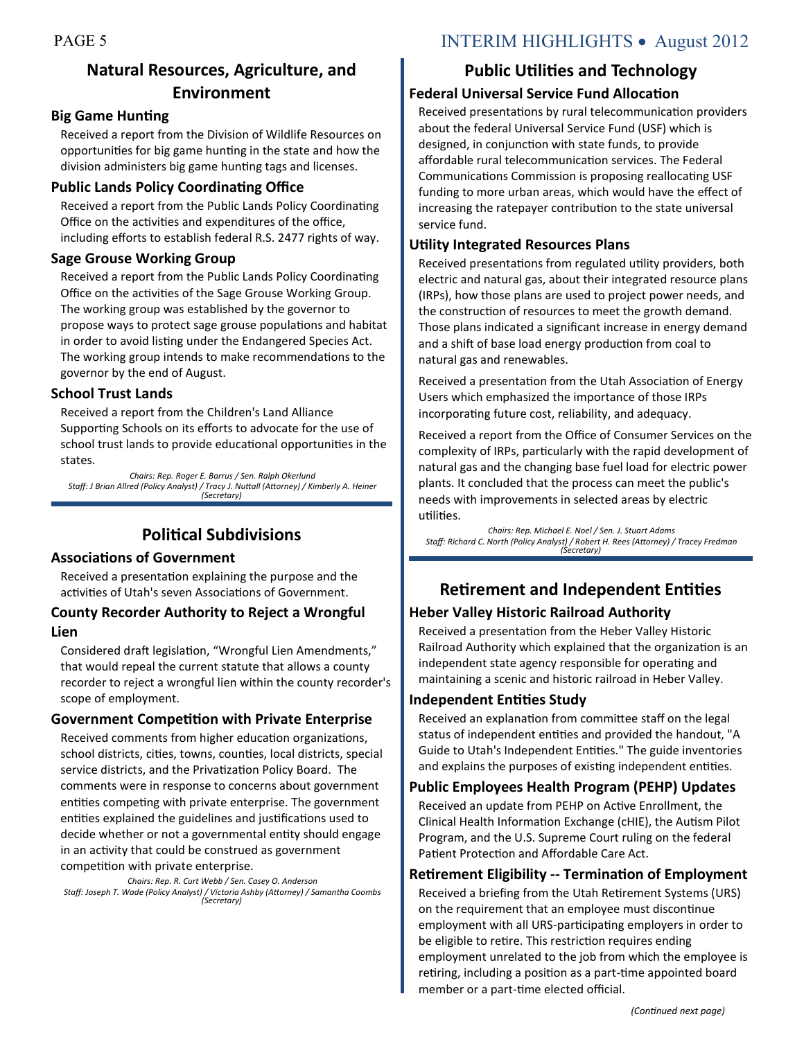## Natural Resources, Agriculture, and Environment

### Big Game Hunting

Received a report from the Division of Wildlife Resources on opportunities for big game hunting in the state and how the division administers big game hunting tags and licenses.

### Public Lands Policy Coordinating Office

Received a report from the Public Lands Policy Coordinating Office on the activities and expenditures of the office, including efforts to establish federal R.S. 2477 rights of way.

### Sage Grouse Working Group

Received a report from the Public Lands Policy Coordinating Office on the activities of the Sage Grouse Working Group. The working group was established by the governor to propose ways to protect sage grouse populations and habitat in order to avoid listing under the Endangered Species Act. The working group intends to make recommendations to the governor by the end of August.

### School Trust Lands

Received a report from the Children's Land Alliance Supporting Schools on its efforts to advocate for the use of school trust lands to provide educational opportunities in the states.

*Chairs: Rep. Roger E. Barrus / Sen. Ralph Okerlund*
*Staff: J Brian Allred (Policy Analyst) / Tracy J. Nuttall (Attorney) / Kimberly A. Heiner (Secretary)*

## Political Subdivisions

### Associations of Government

Received a presentation explaining the purpose and the activities of Utah's seven Associations of Government.

### County Recorder Authority to Reject a Wrongful Lien

Considered draft legislation, “Wrongful Lien Amendments,” that would repeal the current statute that allows a county recorder to reject a wrongful lien within the county recorder's scope of employment.

### Government Competition with Private Enterprise

Received comments from higher education organizations, school districts, cities, towns, counties, local districts, special service districts, and the Privatization Policy Board. The comments were in response to concerns about government entities competing with private enterprise. The government entities explained the guidelines and justifications used to decide whether or not a governmental entity should engage in an activity that could be construed as government competition with private enterprise.

*Chairs: Rep. R. Curt Webb / Sen. Casey O. Anderson*
*Staff: Joseph T. Wade (Policy Analyst) / Victoria Ashby (Attorney) / Samantha Coombs (Secretary)*

## Public Utilities and Technology

### Federal Universal Service Fund Allocation

Received presentations by rural telecommunication providers about the federal Universal Service Fund (USF) which is designed, in conjunction with state funds, to provide affordable rural telecommunication services. The Federal Communications Commission is proposing reallocating USF funding to more urban areas, which would have the effect of increasing the ratepayer contribution to the state universal service fund.

### Utility Integrated Resources Plans

Received presentations from regulated utility providers, both electric and natural gas, about their integrated resource plans (IRPs), how those plans are used to project power needs, and the construction of resources to meet the growth demand. Those plans indicated a significant increase in energy demand and a shift of base load energy production from coal to natural gas and renewables.

Received a presentation from the Utah Association of Energy Users which emphasized the importance of those IRPs incorporating future cost, reliability, and adequacy.

Received a report from the Office of Consumer Services on the complexity of IRPs, particularly with the rapid development of natural gas and the changing base fuel load for electric power plants. It concluded that the process can meet the public's needs with improvements in selected areas by electric utilities.

*Chairs: Rep. Michael E. Noel / Sen. J. Stuart Adams*
*Staff: Richard C. North (Policy Analyst) / Robert H. Rees (Attorney) / Tracey Fredman (Secretary)*

## Retirement and Independent Entities

### Heber Valley Historic Railroad Authority

Received a presentation from the Heber Valley Historic Railroad Authority which explained that the organization is an independent state agency responsible for operating and maintaining a scenic and historic railroad in Heber Valley.

### Independent Entities Study

Received an explanation from committee staff on the legal status of independent entities and provided the handout, "A Guide to Utah's Independent Entities." The guide inventories and explains the purposes of existing independent entities.

### Public Employees Health Program (PEHP) Updates

Received an update from PEHP on Active Enrollment, the Clinical Health Information Exchange (cHIE), the Autism Pilot Program, and the U.S. Supreme Court ruling on the federal Patient Protection and Affordable Care Act.

### Retirement Eligibility -- Termination of Employment

Received a briefing from the Utah Retirement Systems (URS) on the requirement that an employee must discontinue employment with all URS-participating employers in order to be eligible to retire. This restriction requires ending employment unrelated to the job from which the employee is retiring, including a position as a part-time appointed board member or a part-time elected official.

*(Continued next page)*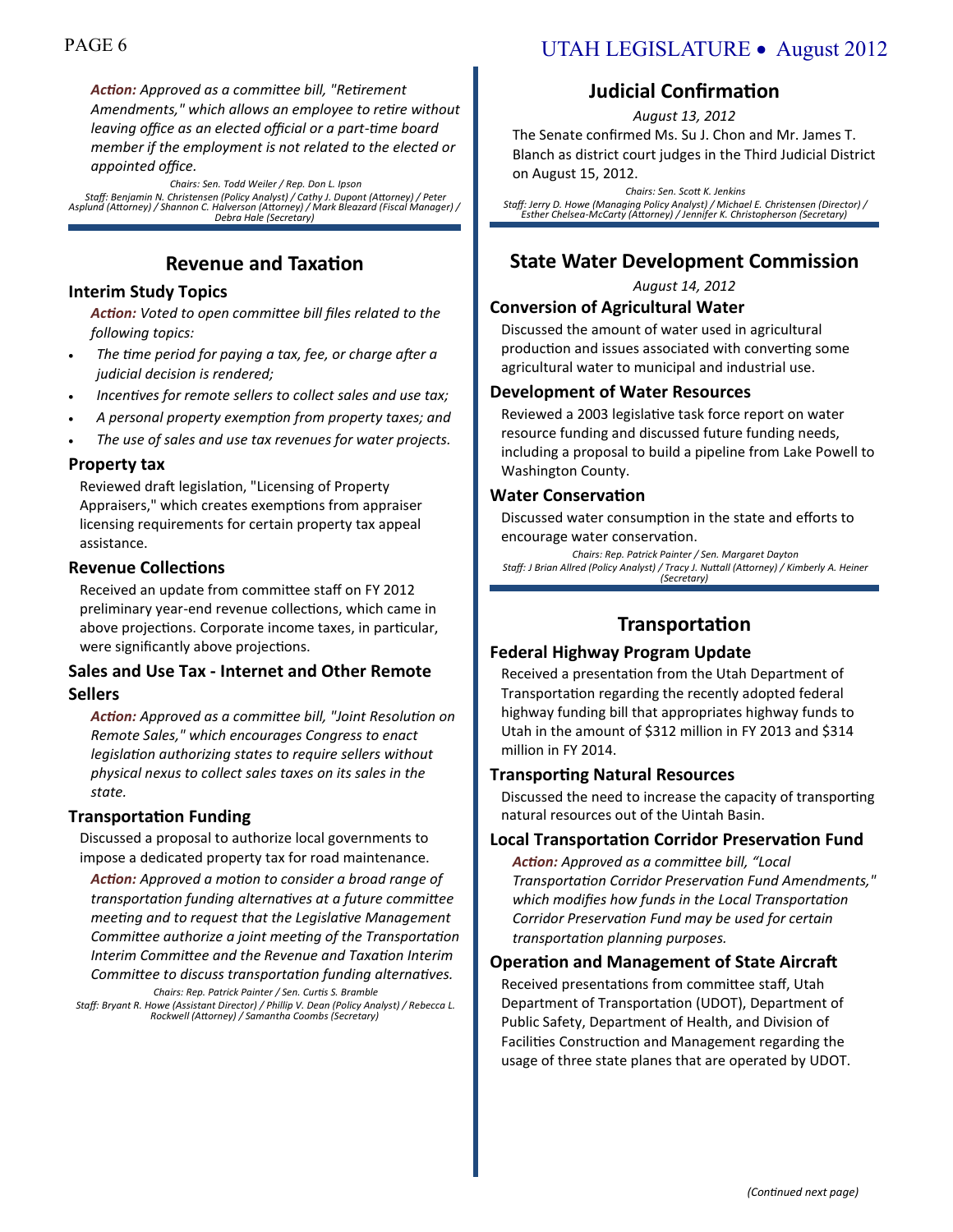***Action:*** *Approved as a committee bill, "Retirement Amendments," which allows an employee to retire without leaving office as an elected official or a part-time board member if the employment is not related to the elected or appointed office.*

*Chairs: Sen. Todd Weiler / Rep. Don L. Ipson*
*Staff: Benjamin N. Christensen (Policy Analyst) / Cathy J. Dupont (Attorney) / Peter Asplund (Attorney) / Shannon C. Halverson (Attorney) / Mark Bleazard (Fiscal Manager) / Debra Hale (Secretary)*

## Revenue and Taxation

### Interim Study Topics

***Action:*** *Voted to open committee bill files related to the following topics:*

- *The time period for paying a tax, fee, or charge after a judicial decision is rendered;*
- *Incentives for remote sellers to collect sales and use tax;*
- *A personal property exemption from property taxes; and*
- *The use of sales and use tax revenues for water projects.*

### Property tax

Reviewed draft legislation, "Licensing of Property Appraisers," which creates exemptions from appraiser licensing requirements for certain property tax appeal assistance.

### Revenue Collections

Received an update from committee staff on FY 2012 preliminary year-end revenue collections, which came in above projections. Corporate income taxes, in particular, were significantly above projections.

### Sales and Use Tax - Internet and Other Remote Sellers

***Action:*** *Approved as a committee bill, "Joint Resolution on Remote Sales," which encourages Congress to enact legislation authorizing states to require sellers without physical nexus to collect sales taxes on its sales in the state.*

### Transportation Funding

Discussed a proposal to authorize local governments to impose a dedicated property tax for road maintenance.

***Action:*** *Approved a motion to consider a broad range of transportation funding alternatives at a future committee meeting and to request that the Legislative Management Committee authorize a joint meeting of the Transportation Interim Committee and the Revenue and Taxation Interim Committee to discuss transportation funding alternatives.*

*Chairs: Rep. Patrick Painter / Sen. Curtis S. Bramble*
*Staff: Bryant R. Howe (Assistant Director) / Phillip V. Dean (Policy Analyst) / Rebecca L. Rockwell (Attorney) / Samantha Coombs (Secretary)*

## Judicial Confirmation

*August 13, 2012*

The Senate confirmed Ms. Su J. Chon and Mr. James T. Blanch as district court judges in the Third Judicial District on August 15, 2012.

*Chairs: Sen. Scott K. Jenkins*
*Staff: Jerry D. Howe (Managing Policy Analyst) / Michael E. Christensen (Director) / Esther Chelsea-McCarty (Attorney) / Jennifer K. Christopherson (Secretary)*

## State Water Development Commission

*August 14, 2012*

### Conversion of Agricultural Water

Discussed the amount of water used in agricultural production and issues associated with converting some agricultural water to municipal and industrial use.

### Development of Water Resources

Reviewed a 2003 legislative task force report on water resource funding and discussed future funding needs, including a proposal to build a pipeline from Lake Powell to Washington County.

### Water Conservation

Discussed water consumption in the state and efforts to encourage water conservation.

*Chairs: Rep. Patrick Painter / Sen. Margaret Dayton*
*Staff: J Brian Allred (Policy Analyst) / Tracy J. Nuttall (Attorney) / Kimberly A. Heiner (Secretary)*

## Transportation

### Federal Highway Program Update

Received a presentation from the Utah Department of Transportation regarding the recently adopted federal highway funding bill that appropriates highway funds to Utah in the amount of $312 million in FY 2013 and $314 million in FY 2014.

### Transporting Natural Resources

Discussed the need to increase the capacity of transporting natural resources out of the Uintah Basin.

### Local Transportation Corridor Preservation Fund

***Action:*** *Approved as a committee bill, "Local Transportation Corridor Preservation Fund Amendments," which modifies how funds in the Local Transportation Corridor Preservation Fund may be used for certain transportation planning purposes.*

### Operation and Management of State Aircraft

Received presentations from committee staff, Utah Department of Transportation (UDOT), Department of Public Safety, Department of Health, and Division of Facilities Construction and Management regarding the usage of three state planes that are operated by UDOT.

*(Continued next page)*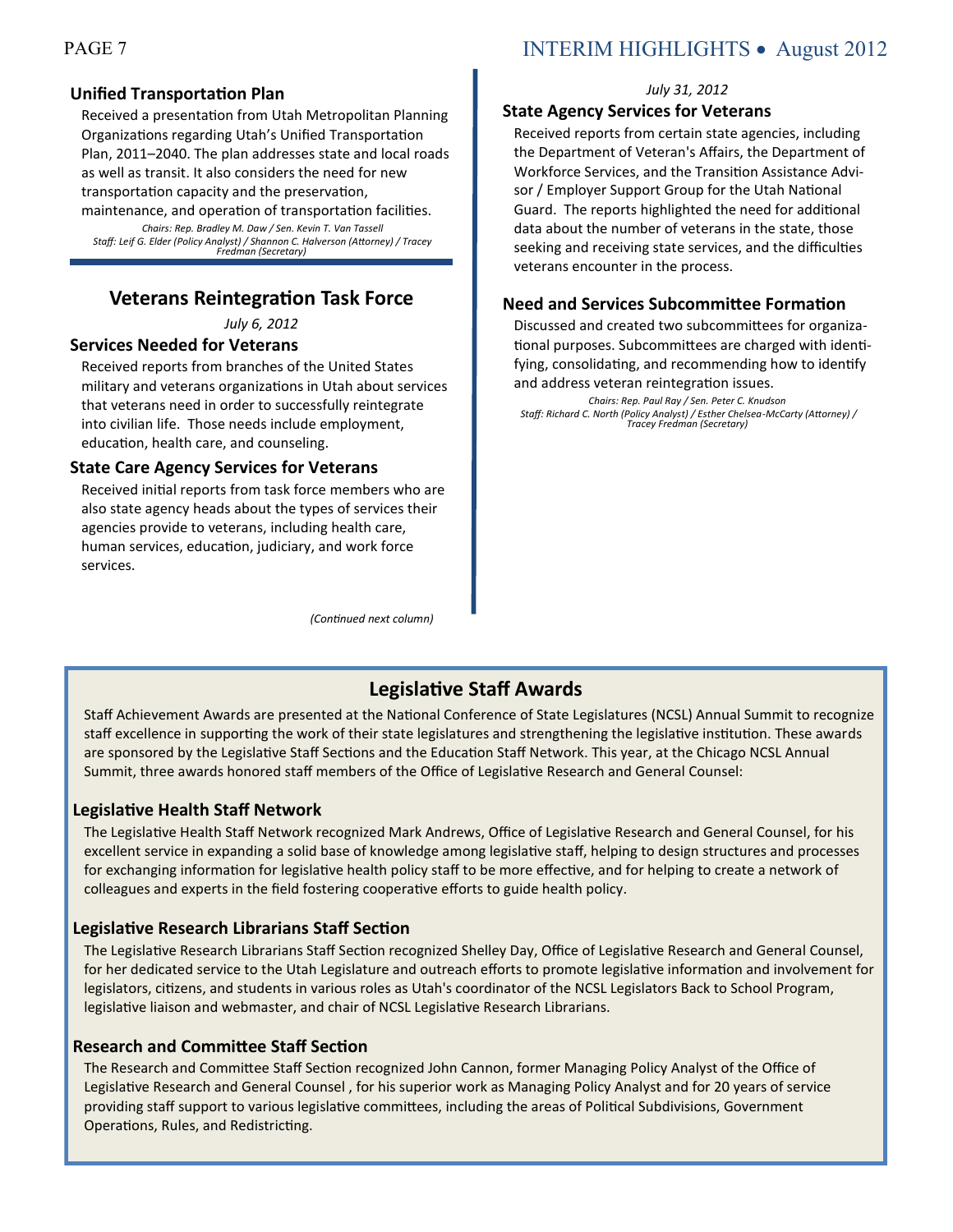### Unified Transportation Plan

Received a presentation from Utah Metropolitan Planning Organizations regarding Utah's Unified Transportation Plan, 2011–2040. The plan addresses state and local roads as well as transit. It also considers the need for new transportation capacity and the preservation, maintenance, and operation of transportation facilities.

*Chairs: Rep. Bradley M. Daw / Sen. Kevin T. Van Tassell*
*Staff: Leif G. Elder (Policy Analyst) / Shannon C. Halverson (Attorney) / Tracey Fredman (Secretary)*

## Veterans Reintegration Task Force

*July 6, 2012*

### Services Needed for Veterans

Received reports from branches of the United States military and veterans organizations in Utah about services that veterans need in order to successfully reintegrate into civilian life. Those needs include employment, education, health care, and counseling.

### State Care Agency Services for Veterans

Received initial reports from task force members who are also state agency heads about the types of services their agencies provide to veterans, including health care, human services, education, judiciary, and work force services.

*July 31, 2012*

### State Agency Services for Veterans

Received reports from certain state agencies, including the Department of Veteran's Affairs, the Department of Workforce Services, and the Transition Assistance Advisor / Employer Support Group for the Utah National Guard. The reports highlighted the need for additional data about the number of veterans in the state, those seeking and receiving state services, and the difficulties veterans encounter in the process.

### Need and Services Subcommittee Formation

Discussed and created two subcommittees for organizational purposes. Subcommittees are charged with identifying, consolidating, and recommending how to identify and address veteran reintegration issues.

*Chairs: Rep. Paul Ray / Sen. Peter C. Knudson*
*Staff: Richard C. North (Policy Analyst) / Esther Chelsea-McCarty (Attorney) / Tracey Fredman (Secretary)*

## Legislative Staff Awards

Staff Achievement Awards are presented at the National Conference of State Legislatures (NCSL) Annual Summit to recognize staff excellence in supporting the work of their state legislatures and strengthening the legislative institution. These awards are sponsored by the Legislative Staff Sections and the Education Staff Network. This year, at the Chicago NCSL Annual Summit, three awards honored staff members of the Office of Legislative Research and General Counsel:

### Legislative Health Staff Network

The Legislative Health Staff Network recognized Mark Andrews, Office of Legislative Research and General Counsel, for his excellent service in expanding a solid base of knowledge among legislative staff, helping to design structures and processes for exchanging information for legislative health policy staff to be more effective, and for helping to create a network of colleagues and experts in the field fostering cooperative efforts to guide health policy.

### Legislative Research Librarians Staff Section

The Legislative Research Librarians Staff Section recognized Shelley Day, Office of Legislative Research and General Counsel, for her dedicated service to the Utah Legislature and outreach efforts to promote legislative information and involvement for legislators, citizens, and students in various roles as Utah's coordinator of the NCSL Legislators Back to School Program, legislative liaison and webmaster, and chair of NCSL Legislative Research Librarians.

### Research and Committee Staff Section

The Research and Committee Staff Section recognized John Cannon, former Managing Policy Analyst of the Office of Legislative Research and General Counsel , for his superior work as Managing Policy Analyst and for 20 years of service providing staff support to various legislative committees, including the areas of Political Subdivisions, Government Operations, Rules, and Redistricting.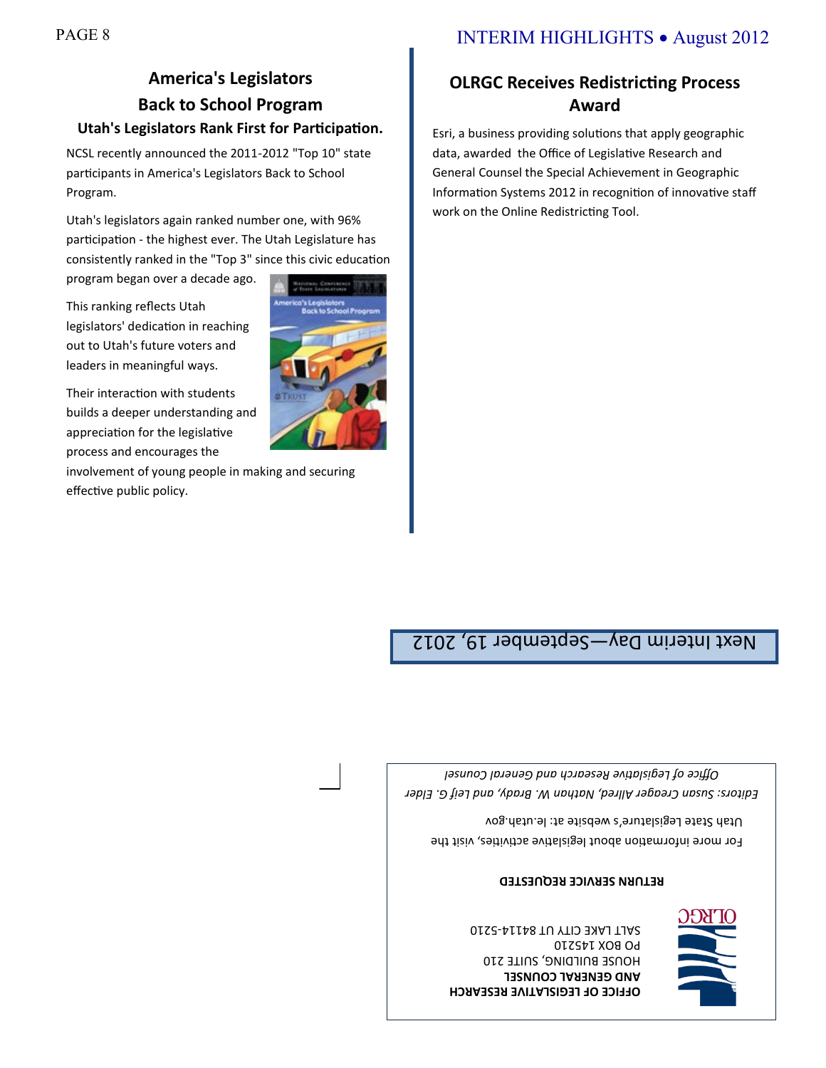## America's Legislators Back to School Program

### Utah's Legislators Rank First for Participation.

NCSL recently announced the 2011-2012 "Top 10" state participants in America's Legislators Back to School Program.

Utah's legislators again ranked number one, with 96% participation - the highest ever. The Utah Legislature has consistently ranked in the "Top 3" since this civic education program began over a decade ago.

This ranking reflects Utah legislators' dedication in reaching out to Utah's future voters and leaders in meaningful ways.

Their interaction with students builds a deeper understanding and appreciation for the legislative process and encourages the involvement of young people in making and securing effective public policy.

## OLRGC Receives Redistricting Process Award

Esri, a business providing solutions that apply geographic data, awarded the Office of Legislative Research and General Counsel the Special Achievement in Geographic Information Systems 2012 in recognition of innovative staff work on the Online Redistricting Tool.

Next Interim Day—September 19, 2012

*Editors: Susan Creager Allred, Nathan W. Brady, and Leif G. Elder*
*Office of Legislative Research and General Counsel*

For more information about legislative activities, visit the Utah State Legislature's website at: le.utah.gov

**RETURN SERVICE REQUESTED**

OLRGC

**OFFICE OF LEGISLATIVE RESEARCH**
**AND GENERAL COUNSEL**
HOUSE BUILDING, SUITE 210
PO BOX 145210
SALT LAKE CITY UT 84114-5210